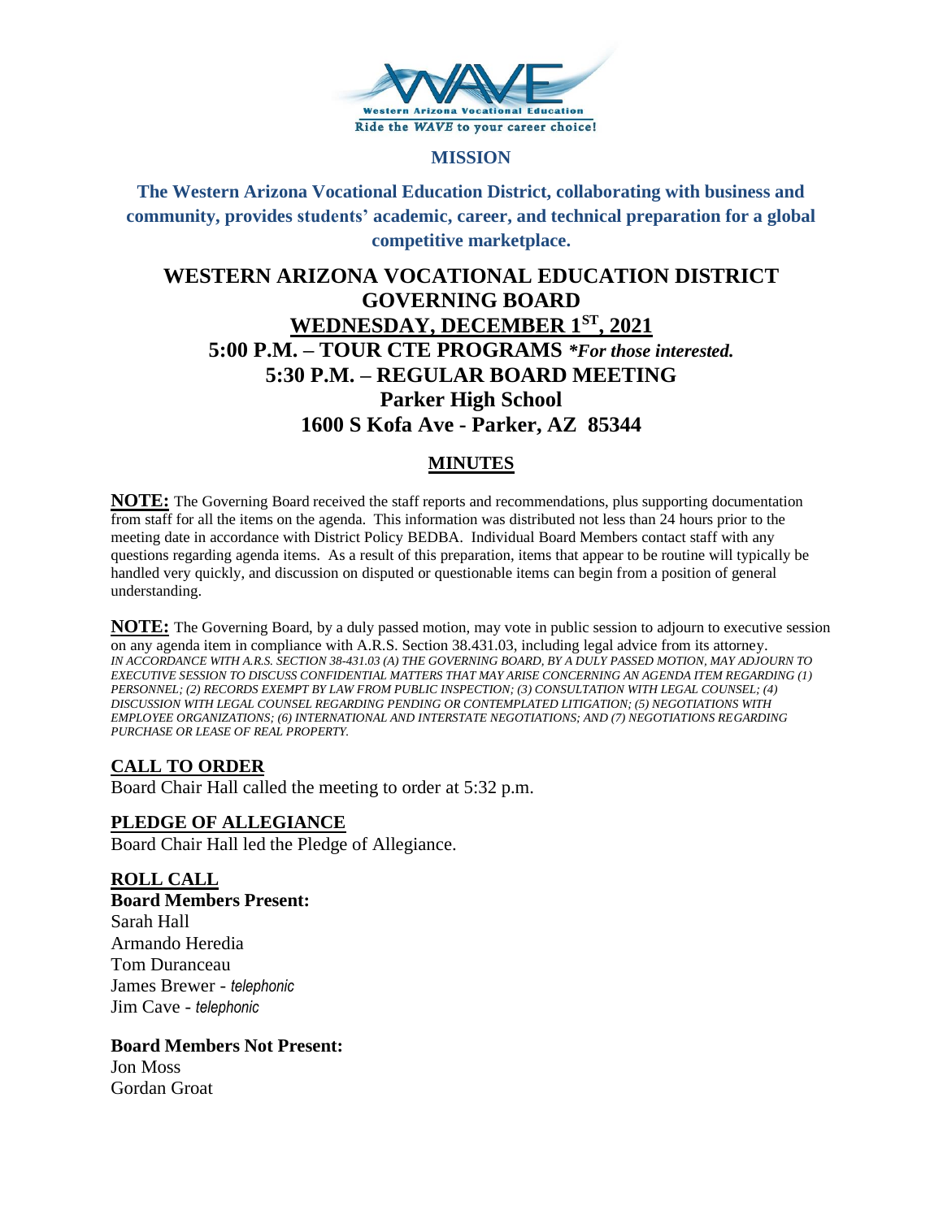Western Arizona Vocational Education
Ride the *WAVE* to your career choice!

**MISSION**

**The Western Arizona Vocational Education District, collaborating with business and community, provides students' academic, career, and technical preparation for a global competitive marketplace.**

# WESTERN ARIZONA VOCATIONAL EDUCATION DISTRICT GOVERNING BOARD

## WEDNESDAY, DECEMBER 1ST, 2021

## 5:00 P.M. – TOUR CTE PROGRAMS *\*For those interested.*

## 5:30 P.M. – REGULAR BOARD MEETING

## Parker High School

## 1600 S Kofa Ave - Parker, AZ 85344

## MINUTES

**NOTE:** The Governing Board received the staff reports and recommendations, plus supporting documentation from staff for all the items on the agenda. This information was distributed not less than 24 hours prior to the meeting date in accordance with District Policy BEDBA. Individual Board Members contact staff with any questions regarding agenda items. As a result of this preparation, items that appear to be routine will typically be handled very quickly, and discussion on disputed or questionable items can begin from a position of general understanding.

**NOTE:** The Governing Board, by a duly passed motion, may vote in public session to adjourn to executive session on any agenda item in compliance with A.R.S. Section 38.431.03, including legal advice from its attorney. *IN ACCORDANCE WITH A.R.S. SECTION 38-431.03 (A) THE GOVERNING BOARD, BY A DULY PASSED MOTION, MAY ADJOURN TO EXECUTIVE SESSION TO DISCUSS CONFIDENTIAL MATTERS THAT MAY ARISE CONCERNING AN AGENDA ITEM REGARDING (1) PERSONNEL; (2) RECORDS EXEMPT BY LAW FROM PUBLIC INSPECTION; (3) CONSULTATION WITH LEGAL COUNSEL; (4) DISCUSSION WITH LEGAL COUNSEL REGARDING PENDING OR CONTEMPLATED LITIGATION; (5) NEGOTIATIONS WITH EMPLOYEE ORGANIZATIONS; (6) INTERNATIONAL AND INTERSTATE NEGOTIATIONS; AND (7) NEGOTIATIONS REGARDING PURCHASE OR LEASE OF REAL PROPERTY.*

### CALL TO ORDER

Board Chair Hall called the meeting to order at 5:32 p.m.

### PLEDGE OF ALLEGIANCE

Board Chair Hall led the Pledge of Allegiance.

### ROLL CALL

**Board Members Present:**

Sarah Hall
Armando Heredia
Tom Duranceau
James Brewer - *telephonic*
Jim Cave - *telephonic*

**Board Members Not Present:**

Jon Moss
Gordan Groat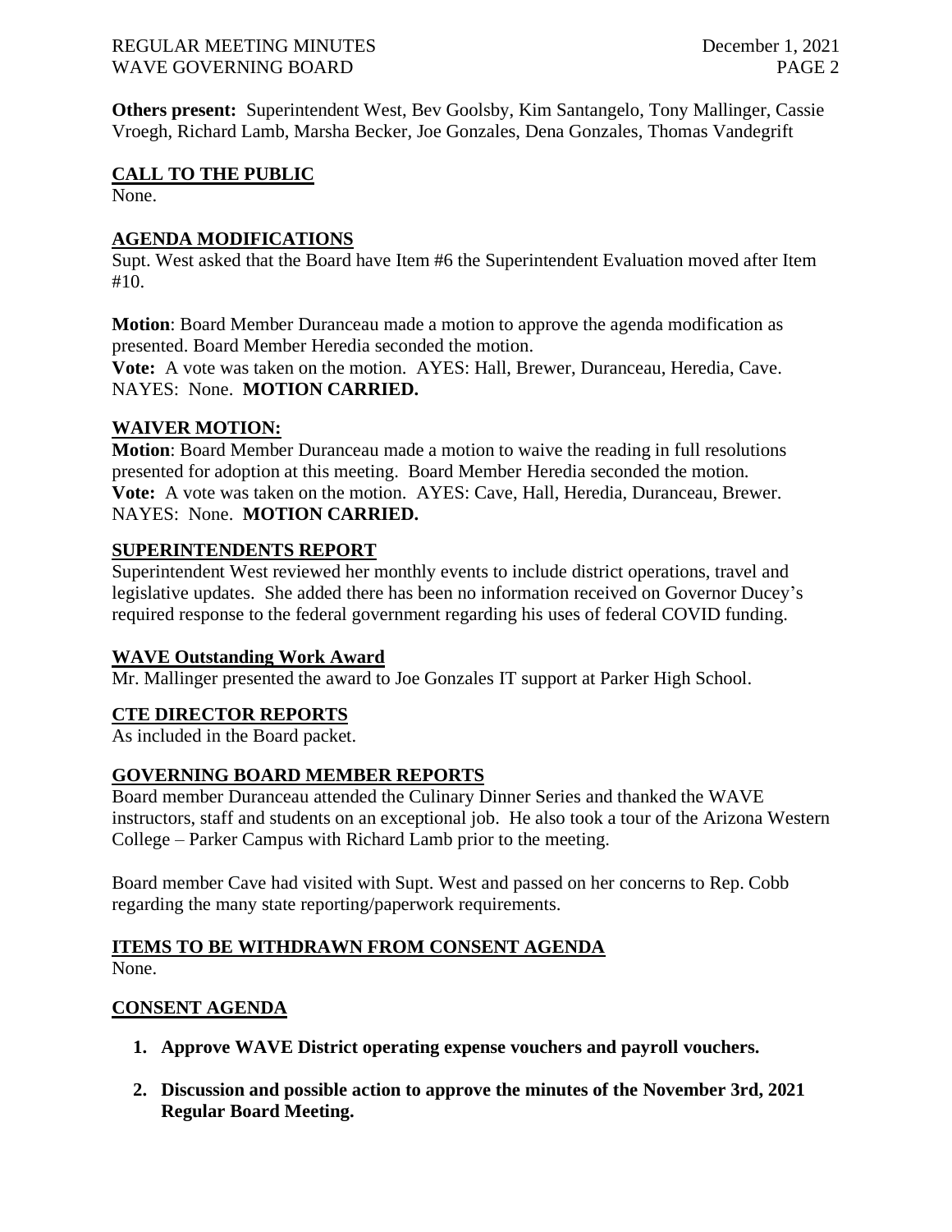**Others present:** Superintendent West, Bev Goolsby, Kim Santangelo, Tony Mallinger, Cassie Vroegh, Richard Lamb, Marsha Becker, Joe Gonzales, Dena Gonzales, Thomas Vandegrift

## CALL TO THE PUBLIC

None.

## AGENDA MODIFICATIONS

Supt. West asked that the Board have Item #6 the Superintendent Evaluation moved after Item #10.

**Motion**: Board Member Duranceau made a motion to approve the agenda modification as presented. Board Member Heredia seconded the motion.
**Vote:** A vote was taken on the motion. AYES: Hall, Brewer, Duranceau, Heredia, Cave. NAYES: None. **MOTION CARRIED.**

## WAIVER MOTION:

**Motion**: Board Member Duranceau made a motion to waive the reading in full resolutions presented for adoption at this meeting. Board Member Heredia seconded the motion.
**Vote:** A vote was taken on the motion. AYES: Cave, Hall, Heredia, Duranceau, Brewer. NAYES: None. **MOTION CARRIED.**

## SUPERINTENDENTS REPORT

Superintendent West reviewed her monthly events to include district operations, travel and legislative updates. She added there has been no information received on Governor Ducey's required response to the federal government regarding his uses of federal COVID funding.

## WAVE Outstanding Work Award

Mr. Mallinger presented the award to Joe Gonzales IT support at Parker High School.

## CTE DIRECTOR REPORTS

As included in the Board packet.

## GOVERNING BOARD MEMBER REPORTS

Board member Duranceau attended the Culinary Dinner Series and thanked the WAVE instructors, staff and students on an exceptional job. He also took a tour of the Arizona Western College – Parker Campus with Richard Lamb prior to the meeting.

Board member Cave had visited with Supt. West and passed on her concerns to Rep. Cobb regarding the many state reporting/paperwork requirements.

## ITEMS TO BE WITHDRAWN FROM CONSENT AGENDA

None.

## CONSENT AGENDA

1. **Approve WAVE District operating expense vouchers and payroll vouchers.**
2. **Discussion and possible action to approve the minutes of the November 3rd, 2021 Regular Board Meeting.**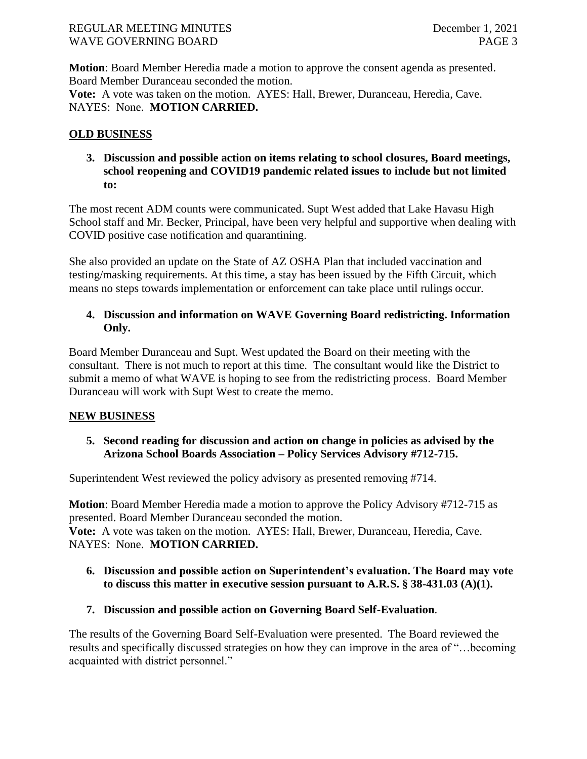**Motion**: Board Member Heredia made a motion to approve the consent agenda as presented. Board Member Duranceau seconded the motion.
**Vote:** A vote was taken on the motion. AYES: Hall, Brewer, Duranceau, Heredia, Cave. NAYES: None. **MOTION CARRIED.**

## OLD BUSINESS

**3. Discussion and possible action on items relating to school closures, Board meetings, school reopening and COVID19 pandemic related issues to include but not limited to:**

The most recent ADM counts were communicated. Supt West added that Lake Havasu High School staff and Mr. Becker, Principal, have been very helpful and supportive when dealing with COVID positive case notification and quarantining.

She also provided an update on the State of AZ OSHA Plan that included vaccination and testing/masking requirements. At this time, a stay has been issued by the Fifth Circuit, which means no steps towards implementation or enforcement can take place until rulings occur.

**4. Discussion and information on WAVE Governing Board redistricting. Information Only.**

Board Member Duranceau and Supt. West updated the Board on their meeting with the consultant. There is not much to report at this time. The consultant would like the District to submit a memo of what WAVE is hoping to see from the redistricting process. Board Member Duranceau will work with Supt West to create the memo.

## NEW BUSINESS

**5. Second reading for discussion and action on change in policies as advised by the Arizona School Boards Association – Policy Services Advisory #712-715.**

Superintendent West reviewed the policy advisory as presented removing #714.

**Motion**: Board Member Heredia made a motion to approve the Policy Advisory #712-715 as presented. Board Member Duranceau seconded the motion.
**Vote:** A vote was taken on the motion. AYES: Hall, Brewer, Duranceau, Heredia, Cave. NAYES: None. **MOTION CARRIED.**

**6. Discussion and possible action on Superintendent's evaluation. The Board may vote to discuss this matter in executive session pursuant to A.R.S. § 38-431.03 (A)(1).**

**7. Discussion and possible action on Governing Board Self-Evaluation.**

The results of the Governing Board Self-Evaluation were presented. The Board reviewed the results and specifically discussed strategies on how they can improve in the area of "…becoming acquainted with district personnel."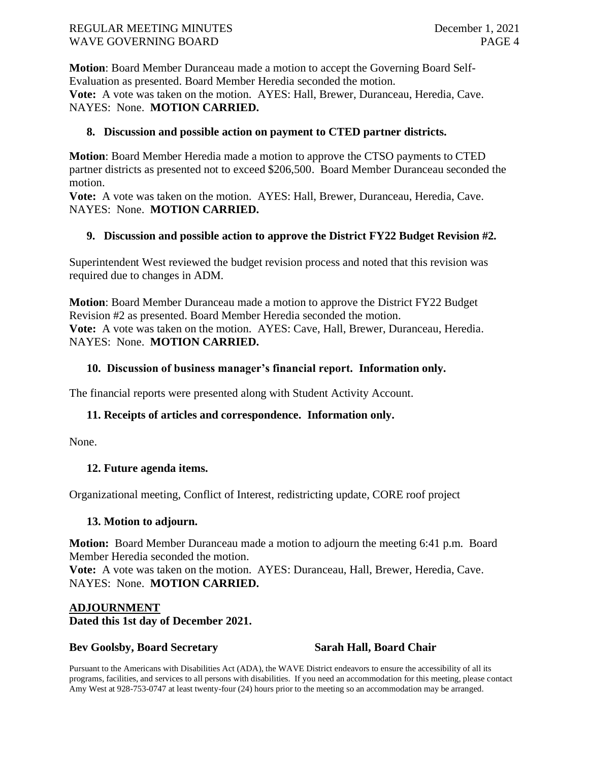**Motion**: Board Member Duranceau made a motion to accept the Governing Board Self-Evaluation as presented. Board Member Heredia seconded the motion.
**Vote:** A vote was taken on the motion. AYES: Hall, Brewer, Duranceau, Heredia, Cave. NAYES: None. **MOTION CARRIED.**

### 8. Discussion and possible action on payment to CTED partner districts.

**Motion**: Board Member Heredia made a motion to approve the CTSO payments to CTED partner districts as presented not to exceed $206,500. Board Member Duranceau seconded the motion.
**Vote:** A vote was taken on the motion. AYES: Hall, Brewer, Duranceau, Heredia, Cave. NAYES: None. **MOTION CARRIED.**

### 9. Discussion and possible action to approve the District FY22 Budget Revision #2.

Superintendent West reviewed the budget revision process and noted that this revision was required due to changes in ADM.

**Motion**: Board Member Duranceau made a motion to approve the District FY22 Budget Revision #2 as presented. Board Member Heredia seconded the motion.
**Vote:** A vote was taken on the motion. AYES: Cave, Hall, Brewer, Duranceau, Heredia. NAYES: None. **MOTION CARRIED.**

### 10. Discussion of business manager's financial report. Information only.

The financial reports were presented along with Student Activity Account.

### 11. Receipts of articles and correspondence. Information only.

None.

### 12. Future agenda items.

Organizational meeting, Conflict of Interest, redistricting update, CORE roof project

### 13. Motion to adjourn.

**Motion:** Board Member Duranceau made a motion to adjourn the meeting 6:41 p.m. Board Member Heredia seconded the motion.
**Vote:** A vote was taken on the motion. AYES: Duranceau, Hall, Brewer, Heredia, Cave. NAYES: None. **MOTION CARRIED.**

**ADJOURNMENT**
**Dated this 1st day of December 2021.**

**Bev Goolsby, Board Secretary** **Sarah Hall, Board Chair**

Pursuant to the Americans with Disabilities Act (ADA), the WAVE District endeavors to ensure the accessibility of all its programs, facilities, and services to all persons with disabilities. If you need an accommodation for this meeting, please contact Amy West at 928-753-0747 at least twenty-four (24) hours prior to the meeting so an accommodation may be arranged.